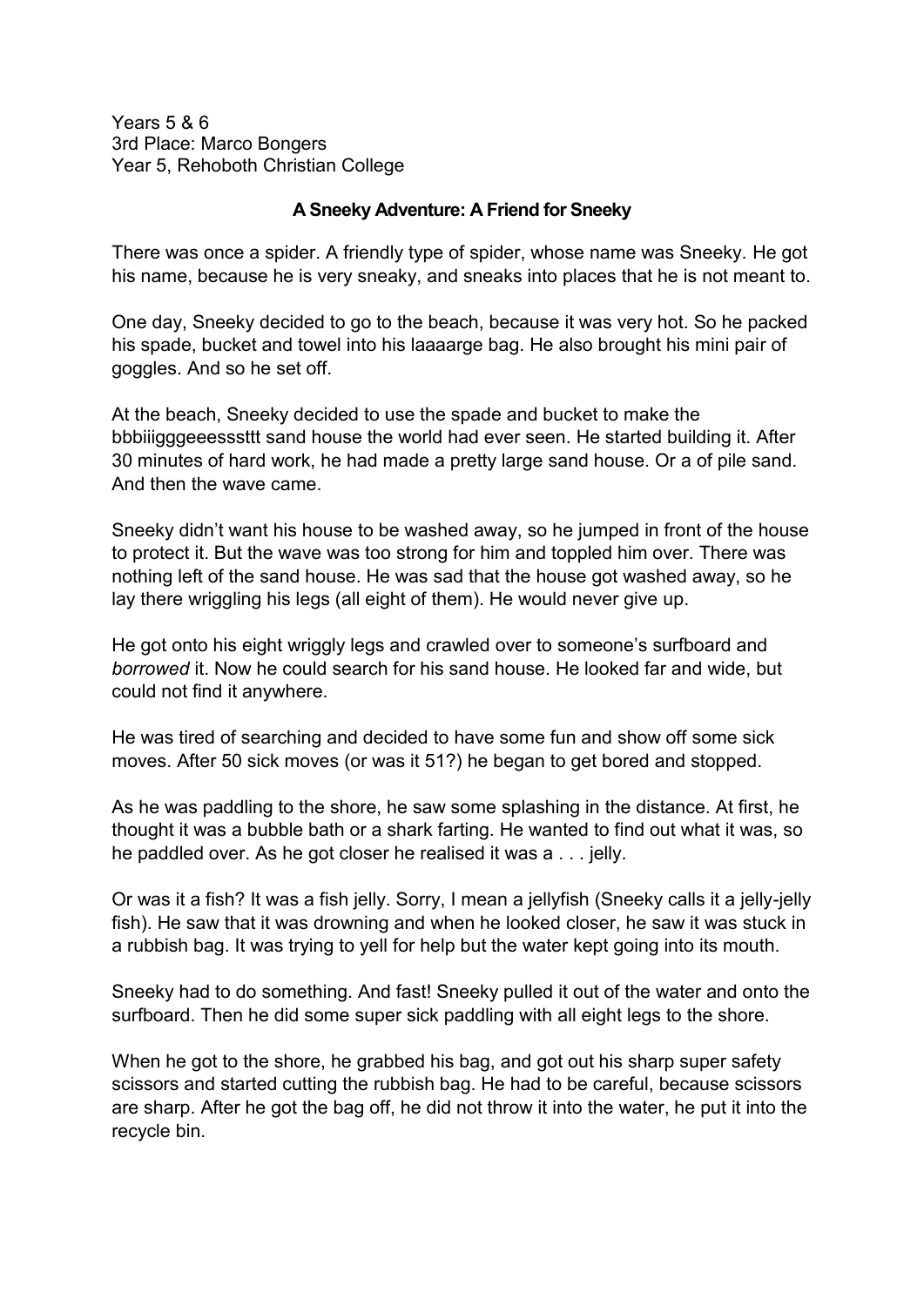Years 5 & 6
3rd Place: Marco Bongers
Year 5, Rehoboth Christian College

**A Sneeky Adventure: A Friend for Sneeky**

There was once a spider. A friendly type of spider, whose name was Sneeky. He got his name, because he is very sneaky, and sneaks into places that he is not meant to.

One day, Sneeky decided to go to the beach, because it was very hot. So he packed his spade, bucket and towel into his laaaarge bag. He also brought his mini pair of goggles. And so he set off.

At the beach, Sneeky decided to use the spade and bucket to make the bbbiiigggeeesssttt sand house the world had ever seen. He started building it. After 30 minutes of hard work, he had made a pretty large sand house. Or a of pile sand. And then the wave came.

Sneeky didn't want his house to be washed away, so he jumped in front of the house to protect it. But the wave was too strong for him and toppled him over. There was nothing left of the sand house. He was sad that the house got washed away, so he lay there wriggling his legs (all eight of them). He would never give up.

He got onto his eight wriggly legs and crawled over to someone's surfboard and *borrowed* it. Now he could search for his sand house. He looked far and wide, but could not find it anywhere.

He was tired of searching and decided to have some fun and show off some sick moves. After 50 sick moves (or was it 51?) he began to get bored and stopped.

As he was paddling to the shore, he saw some splashing in the distance. At first, he thought it was a bubble bath or a shark farting. He wanted to find out what it was, so he paddled over. As he got closer he realised it was a . . . jelly.

Or was it a fish? It was a fish jelly. Sorry, I mean a jellyfish (Sneeky calls it a jelly-jelly fish). He saw that it was drowning and when he looked closer, he saw it was stuck in a rubbish bag. It was trying to yell for help but the water kept going into its mouth.

Sneeky had to do something. And fast! Sneeky pulled it out of the water and onto the surfboard. Then he did some super sick paddling with all eight legs to the shore.

When he got to the shore, he grabbed his bag, and got out his sharp super safety scissors and started cutting the rubbish bag. He had to be careful, because scissors are sharp. After he got the bag off, he did not throw it into the water, he put it into the recycle bin.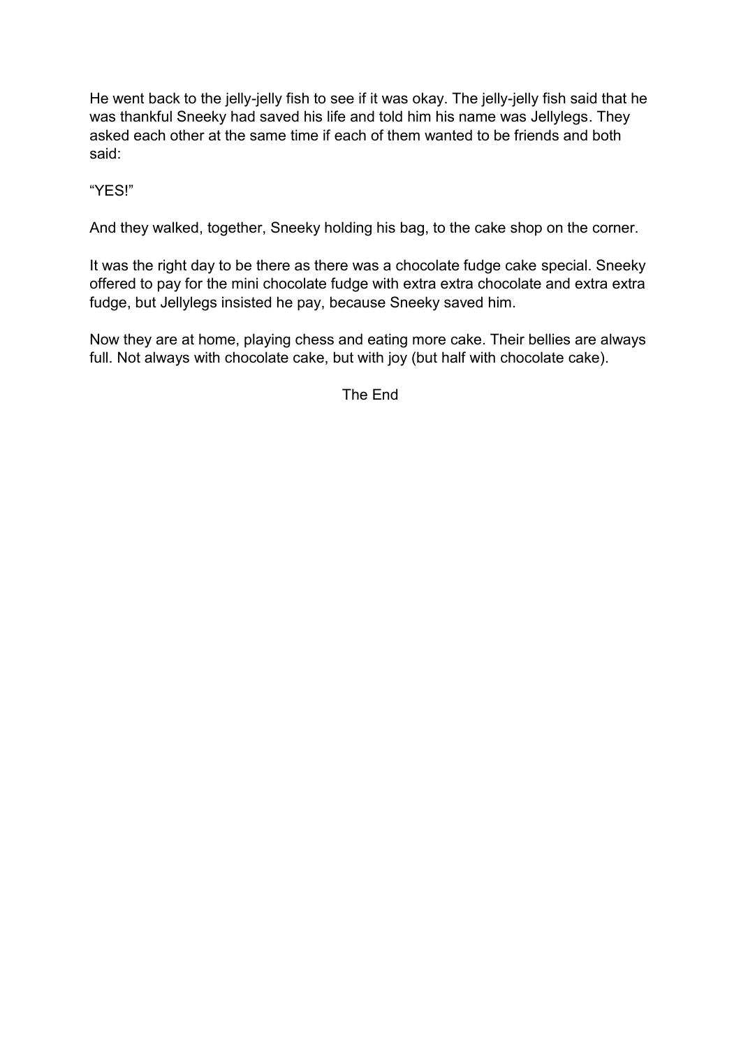He went back to the jelly-jelly fish to see if it was okay. The jelly-jelly fish said that he was thankful Sneeky had saved his life and told him his name was Jellylegs. They asked each other at the same time if each of them wanted to be friends and both said:

“YES!”

And they walked, together, Sneeky holding his bag, to the cake shop on the corner.

It was the right day to be there as there was a chocolate fudge cake special. Sneeky offered to pay for the mini chocolate fudge with extra extra chocolate and extra extra fudge, but Jellylegs insisted he pay, because Sneeky saved him.

Now they are at home, playing chess and eating more cake. Their bellies are always full. Not always with chocolate cake, but with joy (but half with chocolate cake).

The End